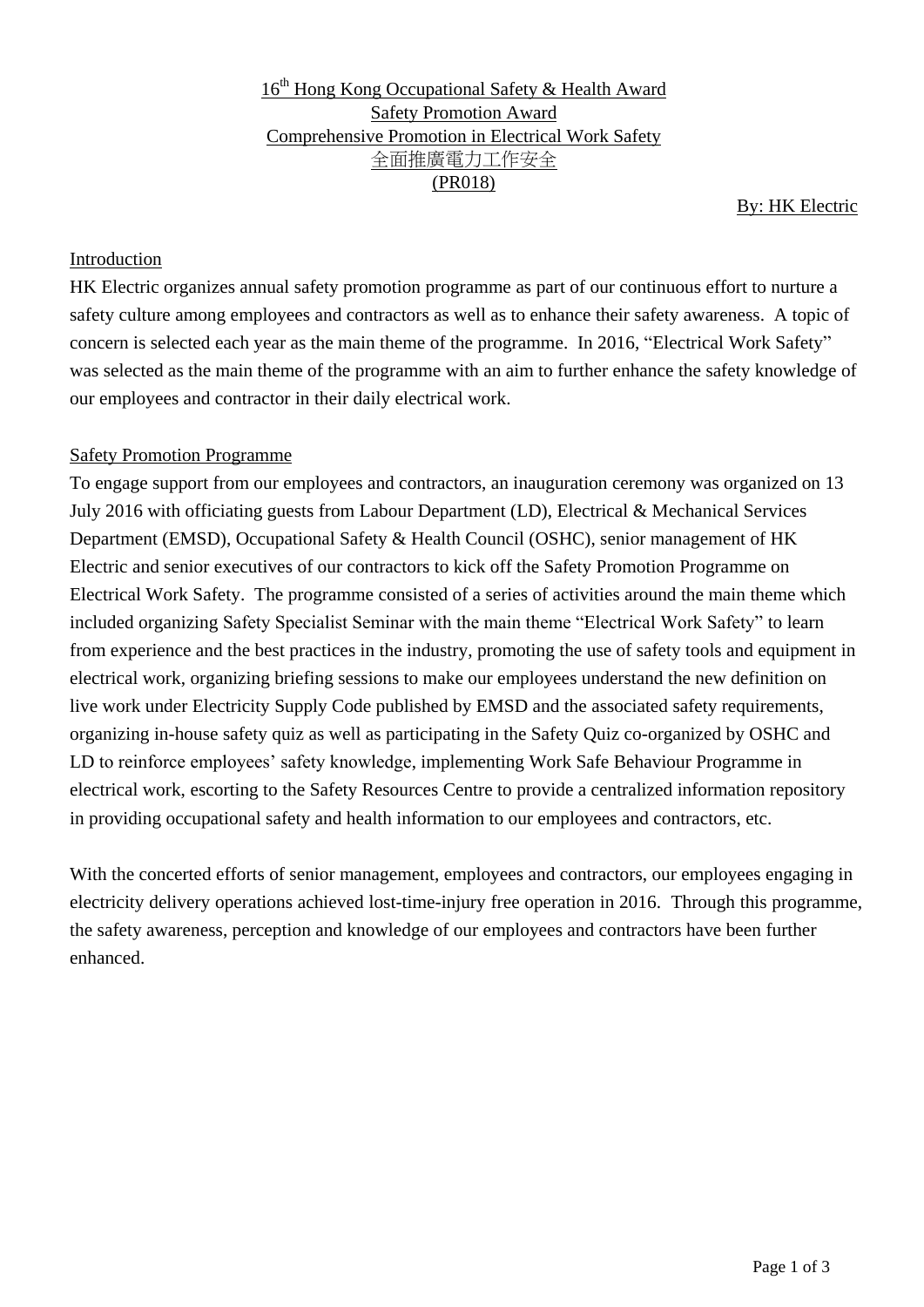# 16th Hong Kong Occupational Safety & Health Award
## Safety Promotion Award
## Comprehensive Promotion in Electrical Work Safety
## 全面推廣電力工作安全
## (PR018)

By: HK Electric

### Introduction

HK Electric organizes annual safety promotion programme as part of our continuous effort to nurture a safety culture among employees and contractors as well as to enhance their safety awareness. A topic of concern is selected each year as the main theme of the programme. In 2016, "Electrical Work Safety" was selected as the main theme of the programme with an aim to further enhance the safety knowledge of our employees and contractor in their daily electrical work.

### Safety Promotion Programme

To engage support from our employees and contractors, an inauguration ceremony was organized on 13 July 2016 with officiating guests from Labour Department (LD), Electrical & Mechanical Services Department (EMSD), Occupational Safety & Health Council (OSHC), senior management of HK Electric and senior executives of our contractors to kick off the Safety Promotion Programme on Electrical Work Safety. The programme consisted of a series of activities around the main theme which included organizing Safety Specialist Seminar with the main theme "Electrical Work Safety" to learn from experience and the best practices in the industry, promoting the use of safety tools and equipment in electrical work, organizing briefing sessions to make our employees understand the new definition on live work under Electricity Supply Code published by EMSD and the associated safety requirements, organizing in-house safety quiz as well as participating in the Safety Quiz co-organized by OSHC and LD to reinforce employees' safety knowledge, implementing Work Safe Behaviour Programme in electrical work, escorting to the Safety Resources Centre to provide a centralized information repository in providing occupational safety and health information to our employees and contractors, etc.

With the concerted efforts of senior management, employees and contractors, our employees engaging in electricity delivery operations achieved lost-time-injury free operation in 2016. Through this programme, the safety awareness, perception and knowledge of our employees and contractors have been further enhanced.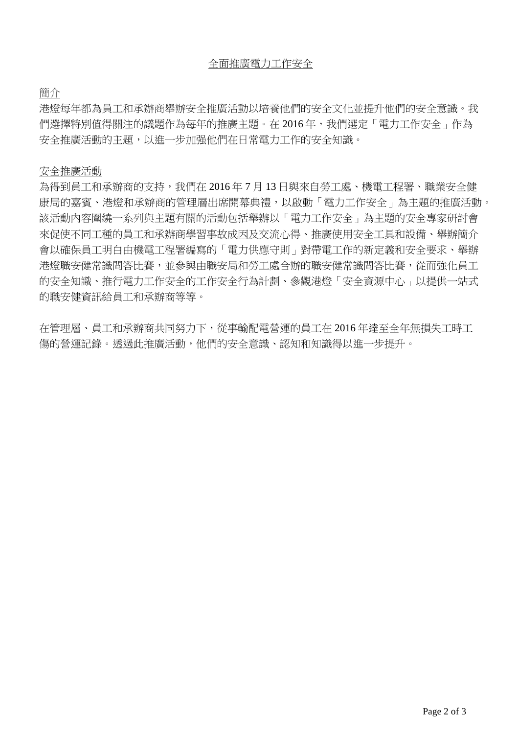# 全面推廣電力工作安全

## 簡介

港燈每年都為員工和承辦商舉辦安全推廣活動以培養他們的安全文化並提升他們的安全意識。我們選擇特別值得關注的議題作為每年的推廣主題。在 2016 年，我們選定「電力工作安全」作為安全推廣活動的主題，以進一步加强他們在日常電力工作的安全知識。

## 安全推廣活動

為得到員工和承辦商的支持，我們在 2016 年 7 月 13 日與來自勞工處、機電工程署、職業安全健康局的嘉賓、港燈和承辦商的管理層出席開幕典禮，以啟動「電力工作安全」為主題的推廣活動。該活動內容圍繞一系列與主題有關的活動包括舉辦以「電力工作安全」為主題的安全專家研討會來促使不同工種的員工和承辦商學習事故成因及交流心得、推廣使用安全工具和設備、舉辦簡介會以確保員工明白由機電工程署編寫的「電力供應守則」對帶電工作的新定義和安全要求、舉辦港燈職安健常識問答比賽，並參與由職安局和勞工處合辦的職安健常識問答比賽，從而強化員工的安全知識、推行電力工作安全的工作安全行為計劃、參觀港燈「安全資源中心」以提供一站式的職安健資訊給員工和承辦商等等。

在管理層、員工和承辦商共同努力下，從事輸配電營運的員工在 2016 年達至全年無損失工時工傷的營運記錄。透過此推廣活動，他們的安全意識、認知和知識得以進一步提升。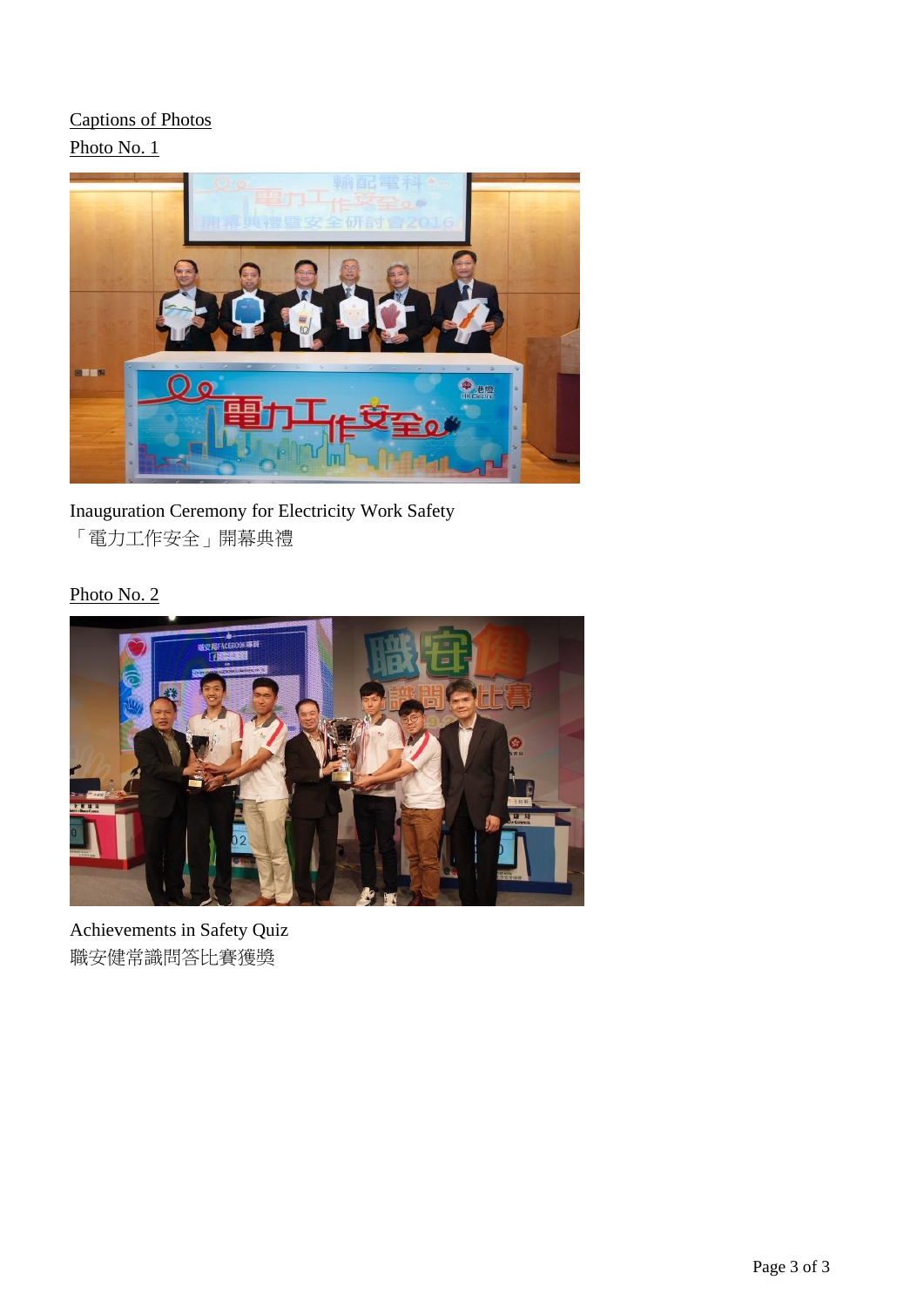Captions of Photos

Photo No. 1

Inauguration Ceremony for Electricity Work Safety

「電力工作安全」開幕典禮

Photo No. 2

Achievements in Safety Quiz

職安健常識問答比賽獲獎